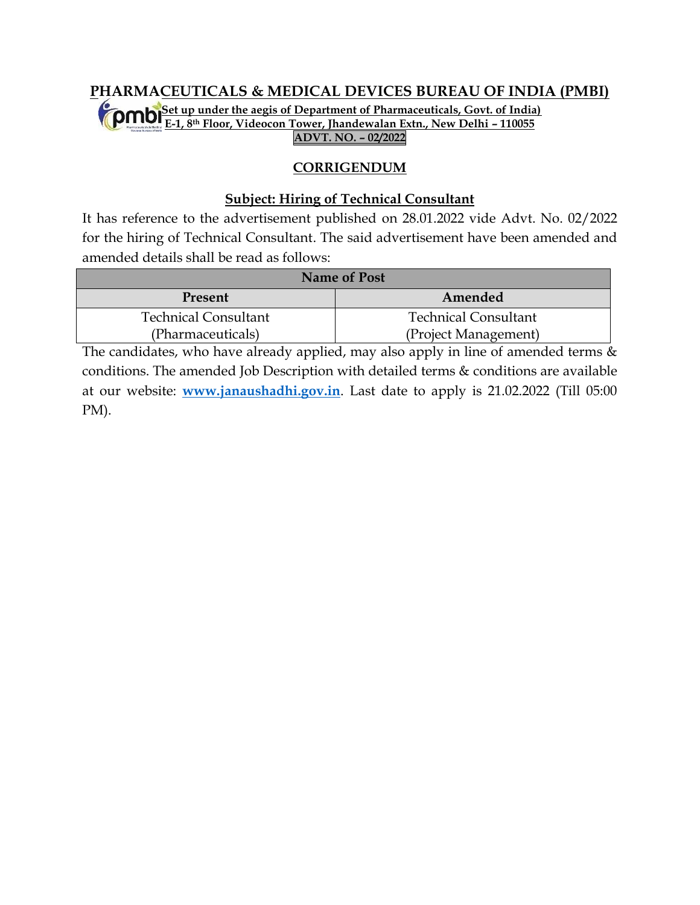# PHARMACEUTICALS & MEDICAL DEVICES BUREAU OF INDIA (PMBI)

**Set up under the aegis of Department of Pharmaceuticals, Govt. of India)**

**E-1, 8th Floor, Videocon Tower, Jhandewalan Extn., New Delhi – 110055**

**ADVT. NO. – 02/2022**

## CORRIGENDUM

### Subject: Hiring of Technical Consultant

It has reference to the advertisement published on 28.01.2022 vide Advt. No. 02/2022 for the hiring of Technical Consultant. The said advertisement have been amended and amended details shall be read as follows:

| Name of Post | |
|---|---|
| **Present** | **Amended** |
| Technical Consultant (Pharmaceuticals) | Technical Consultant (Project Management) |

The candidates, who have already applied, may also apply in line of amended terms & conditions. The amended Job Description with detailed terms & conditions are available at our website: **www.janaushadhi.gov.in**. Last date to apply is 21.02.2022 (Till 05:00 PM).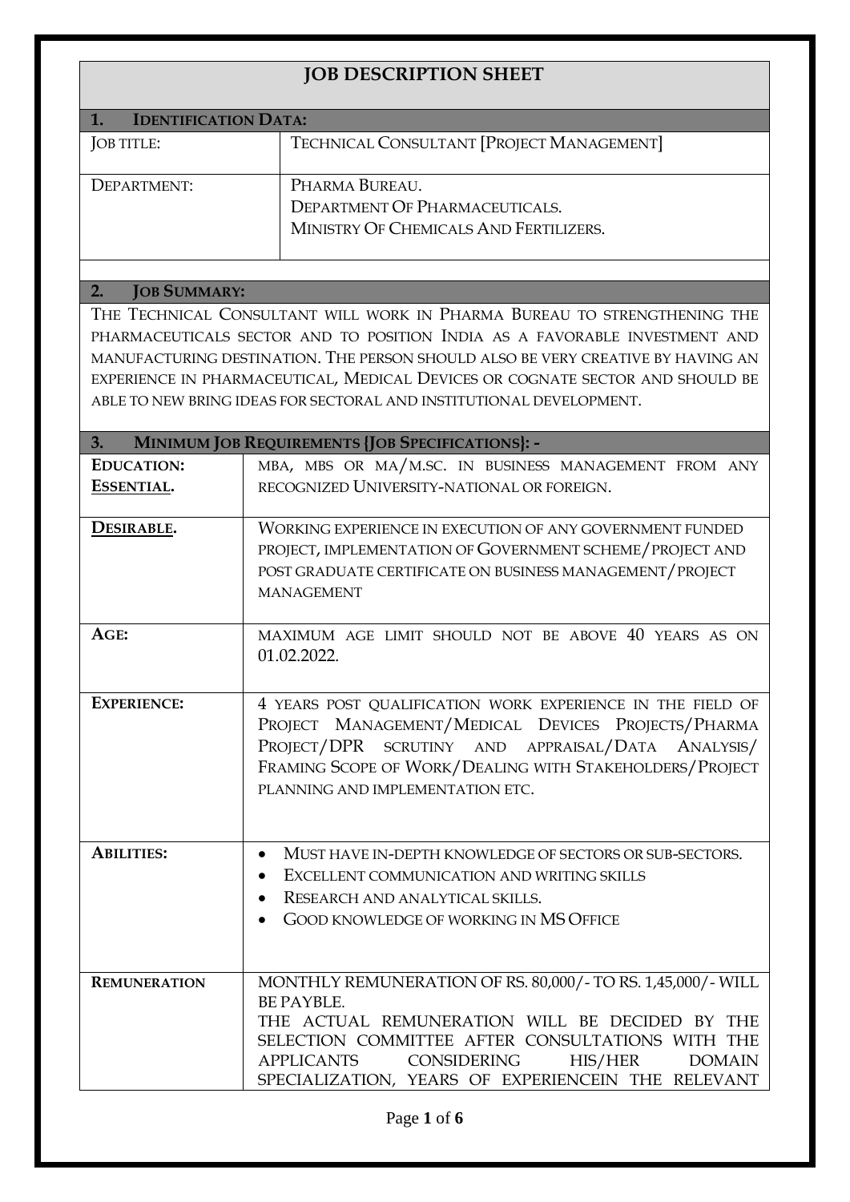# JOB DESCRIPTION SHEET

## 1. IDENTIFICATION DATA:

| | |
|---|---|
| JOB TITLE: | TECHNICAL CONSULTANT [PROJECT MANAGEMENT] |
| DEPARTMENT: | PHARMA BUREAU.<br>DEPARTMENT OF PHARMACEUTICALS.<br>MINISTRY OF CHEMICALS AND FERTILIZERS. |

## 2. JOB SUMMARY:

THE TECHNICAL CONSULTANT WILL WORK IN PHARMA BUREAU TO STRENGTHENING THE PHARMACEUTICALS SECTOR AND TO POSITION INDIA AS A FAVORABLE INVESTMENT AND MANUFACTURING DESTINATION. THE PERSON SHOULD ALSO BE VERY CREATIVE BY HAVING AN EXPERIENCE IN PHARMACEUTICAL, MEDICAL DEVICES OR COGNATE SECTOR AND SHOULD BE ABLE TO NEW BRING IDEAS FOR SECTORAL AND INSTITUTIONAL DEVELOPMENT.

## 3. MINIMUM JOB REQUIREMENTS {JOB SPECIFICATIONS}: -

| | |
|---|---|
| **EDUCATION:**<br>**ESSENTIAL.** | MBA, MBS OR MA/M.SC. IN BUSINESS MANAGEMENT FROM ANY RECOGNIZED UNIVERSITY-NATIONAL OR FOREIGN. |
| **DESIRABLE.** | WORKING EXPERIENCE IN EXECUTION OF ANY GOVERNMENT FUNDED PROJECT, IMPLEMENTATION OF GOVERNMENT SCHEME/PROJECT AND POST GRADUATE CERTIFICATE ON BUSINESS MANAGEMENT/PROJECT MANAGEMENT |
| **AGE:** | MAXIMUM AGE LIMIT SHOULD NOT BE ABOVE 40 YEARS AS ON 01.02.2022. |
| **EXPERIENCE:** | 4 YEARS POST QUALIFICATION WORK EXPERIENCE IN THE FIELD OF PROJECT MANAGEMENT/MEDICAL DEVICES PROJECTS/PHARMA PROJECT/DPR SCRUTINY AND APPRAISAL/DATA ANALYSIS/ FRAMING SCOPE OF WORK/DEALING WITH STAKEHOLDERS/PROJECT PLANNING AND IMPLEMENTATION ETC. |
| **ABILITIES:** | • MUST HAVE IN-DEPTH KNOWLEDGE OF SECTORS OR SUB-SECTORS.<br>• EXCELLENT COMMUNICATION AND WRITING SKILLS<br>• RESEARCH AND ANALYTICAL SKILLS.<br>• GOOD KNOWLEDGE OF WORKING IN MS OFFICE |
| **REMUNERATION** | MONTHLY REMUNERATION OF RS. 80,000/- TO RS. 1,45,000/- WILL BE PAYBLE.<br>THE ACTUAL REMUNERATION WILL BE DECIDED BY THE SELECTION COMMITTEE AFTER CONSULTATIONS WITH THE APPLICANTS CONSIDERING HIS/HER DOMAIN SPECIALIZATION, YEARS OF EXPERIENCEIN THE RELEVANT |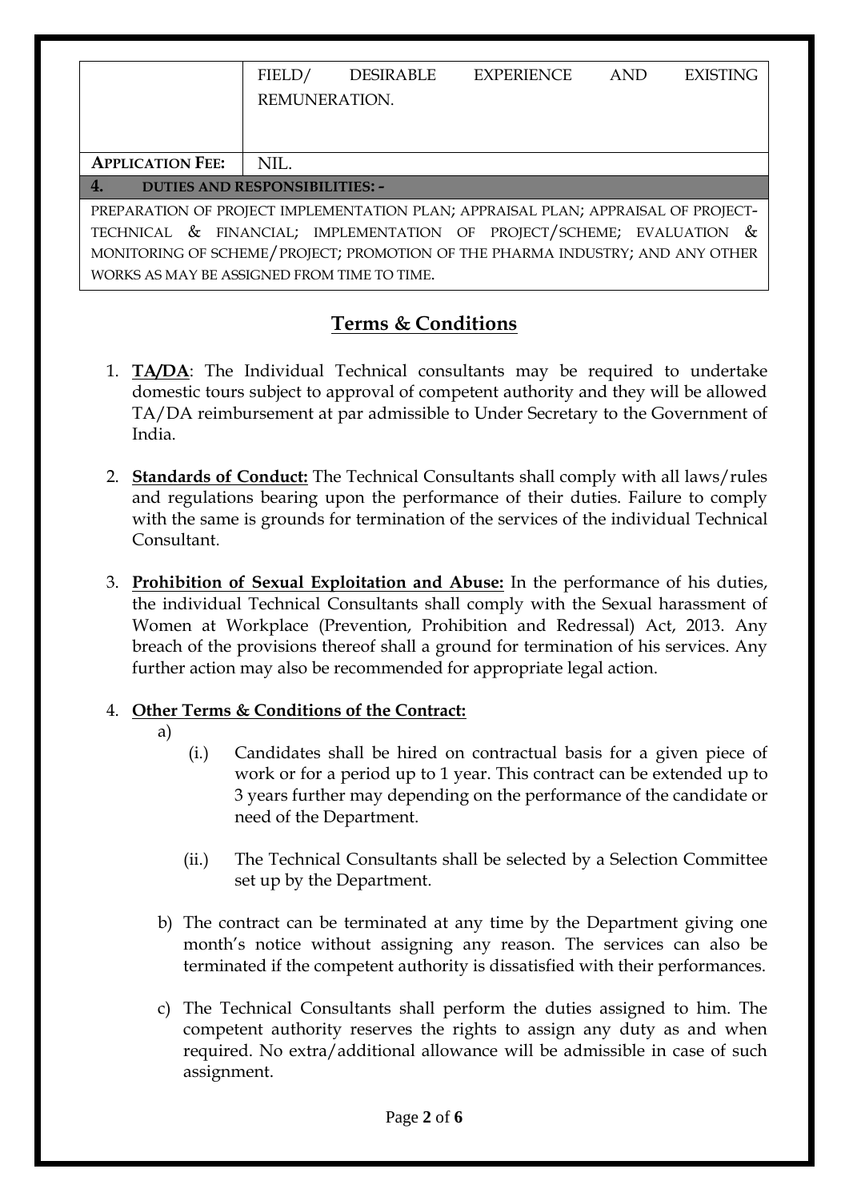| | |
|---|---|
| | FIELD/ DESIRABLE EXPERIENCE AND EXISTING REMUNERATION. |
| **APPLICATION FEE:** | NIL. |
| **4. DUTIES AND RESPONSIBILITIES: -** | |
| PREPARATION OF PROJECT IMPLEMENTATION PLAN; APPRAISAL PLAN; APPRAISAL OF PROJECT-TECHNICAL & FINANCIAL; IMPLEMENTATION OF PROJECT/SCHEME; EVALUATION & MONITORING OF SCHEME/PROJECT; PROMOTION OF THE PHARMA INDUSTRY; AND ANY OTHER WORKS AS MAY BE ASSIGNED FROM TIME TO TIME. | |

## Terms & Conditions

1. **TA/DA**: The Individual Technical consultants may be required to undertake domestic tours subject to approval of competent authority and they will be allowed TA/DA reimbursement at par admissible to Under Secretary to the Government of India.

2. **Standards of Conduct:** The Technical Consultants shall comply with all laws/rules and regulations bearing upon the performance of their duties. Failure to comply with the same is grounds for termination of the services of the individual Technical Consultant.

3. **Prohibition of Sexual Exploitation and Abuse:** In the performance of his duties, the individual Technical Consultants shall comply with the Sexual harassment of Women at Workplace (Prevention, Prohibition and Redressal) Act, 2013. Any breach of the provisions thereof shall a ground for termination of his services. Any further action may also be recommended for appropriate legal action.

4. **Other Terms & Conditions of the Contract:**
   - a)
     - (i.) Candidates shall be hired on contractual basis for a given piece of work or for a period up to 1 year. This contract can be extended up to 3 years further may depending on the performance of the candidate or need of the Department.
     - (ii.) The Technical Consultants shall be selected by a Selection Committee set up by the Department.
   - b) The contract can be terminated at any time by the Department giving one month's notice without assigning any reason. The services can also be terminated if the competent authority is dissatisfied with their performances.
   - c) The Technical Consultants shall perform the duties assigned to him. The competent authority reserves the rights to assign any duty as and when required. No extra/additional allowance will be admissible in case of such assignment.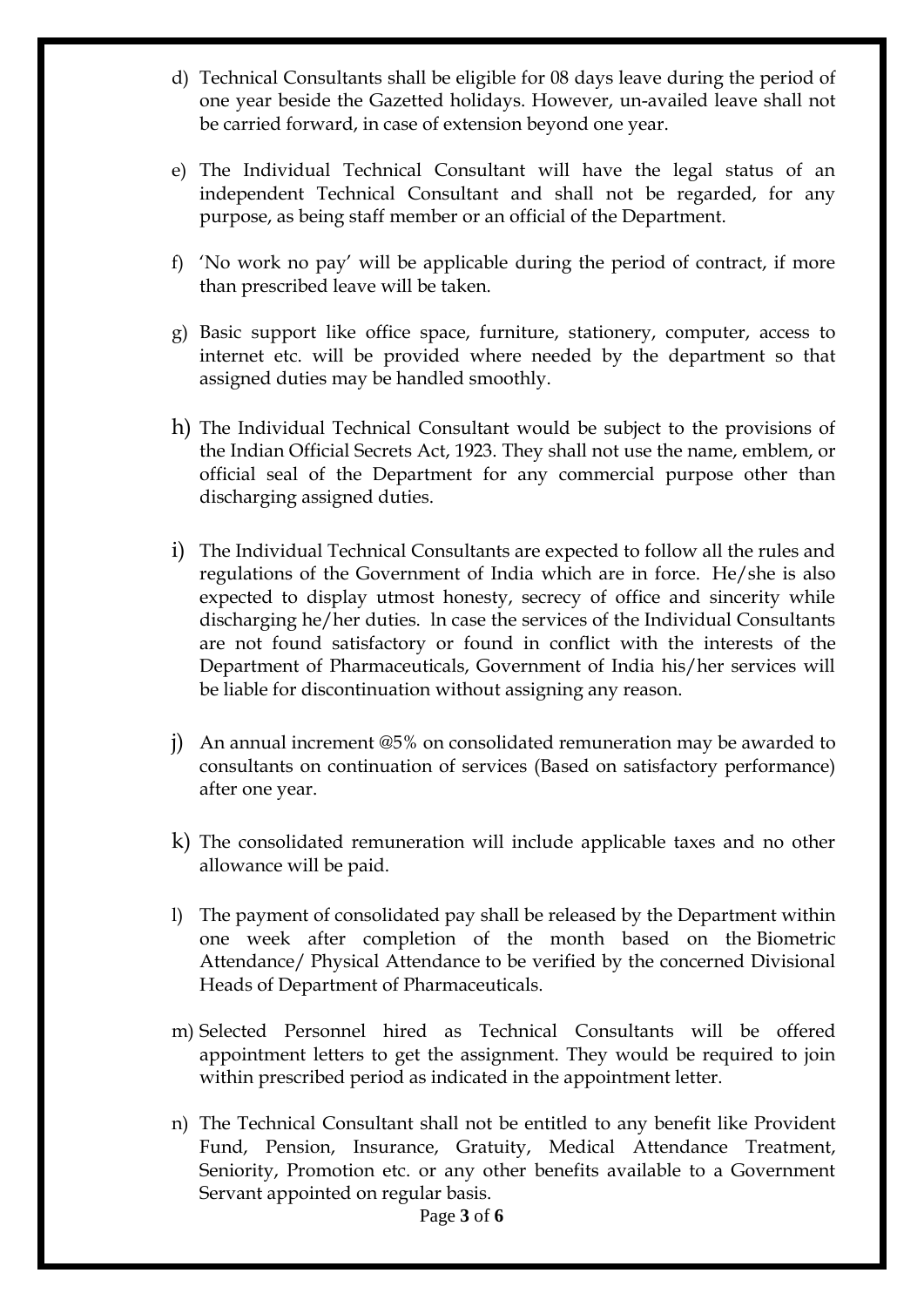d) Technical Consultants shall be eligible for 08 days leave during the period of one year beside the Gazetted holidays. However, un-availed leave shall not be carried forward, in case of extension beyond one year.

e) The Individual Technical Consultant will have the legal status of an independent Technical Consultant and shall not be regarded, for any purpose, as being staff member or an official of the Department.

f) 'No work no pay' will be applicable during the period of contract, if more than prescribed leave will be taken.

g) Basic support like office space, furniture, stationery, computer, access to internet etc. will be provided where needed by the department so that assigned duties may be handled smoothly.

h) The Individual Technical Consultant would be subject to the provisions of the Indian Official Secrets Act, 1923. They shall not use the name, emblem, or official seal of the Department for any commercial purpose other than discharging assigned duties.

i) The Individual Technical Consultants are expected to follow all the rules and regulations of the Government of India which are in force. He/she is also expected to display utmost honesty, secrecy of office and sincerity while discharging he/her duties. ln case the services of the Individual Consultants are not found satisfactory or found in conflict with the interests of the Department of Pharmaceuticals, Government of India his/her services will be liable for discontinuation without assigning any reason.

j) An annual increment @5% on consolidated remuneration may be awarded to consultants on continuation of services (Based on satisfactory performance) after one year.

k) The consolidated remuneration will include applicable taxes and no other allowance will be paid.

l) The payment of consolidated pay shall be released by the Department within one week after completion of the month based on the Biometric Attendance/ Physical Attendance to be verified by the concerned Divisional Heads of Department of Pharmaceuticals.

m) Selected Personnel hired as Technical Consultants will be offered appointment letters to get the assignment. They would be required to join within prescribed period as indicated in the appointment letter.

n) The Technical Consultant shall not be entitled to any benefit like Provident Fund, Pension, Insurance, Gratuity, Medical Attendance Treatment, Seniority, Promotion etc. or any other benefits available to a Government Servant appointed on regular basis.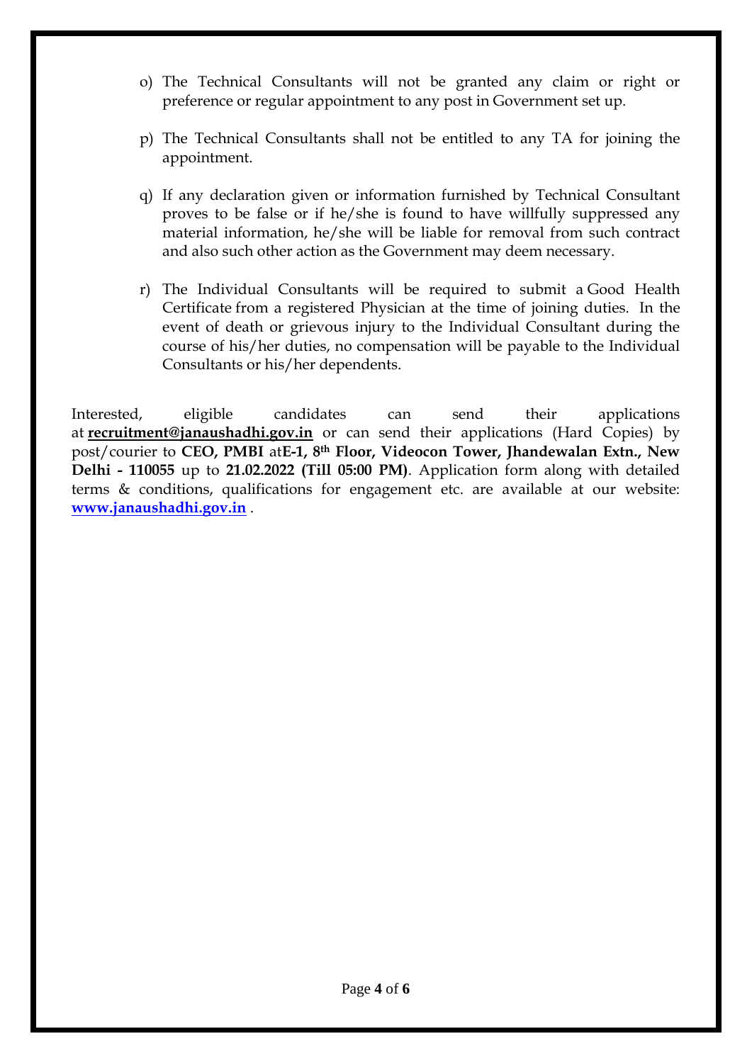o) The Technical Consultants will not be granted any claim or right or preference or regular appointment to any post in Government set up.

p) The Technical Consultants shall not be entitled to any TA for joining the appointment.

q) If any declaration given or information furnished by Technical Consultant proves to be false or if he/she is found to have willfully suppressed any material information, he/she will be liable for removal from such contract and also such other action as the Government may deem necessary.

r) The Individual Consultants will be required to submit a Good Health Certificate from a registered Physician at the time of joining duties. In the event of death or grievous injury to the Individual Consultant during the course of his/her duties, no compensation will be payable to the Individual Consultants or his/her dependents.

Interested, eligible candidates can send their applications at **recruitment@janaushadhi.gov.in** or can send their applications (Hard Copies) by post/courier to **CEO, PMBI** at**E-1, 8th Floor, Videocon Tower, Jhandewalan Extn., New Delhi - 110055** up to **21.02.2022 (Till 05:00 PM)**. Application form along with detailed terms & conditions, qualifications for engagement etc. are available at our website: **www.janaushadhi.gov.in** .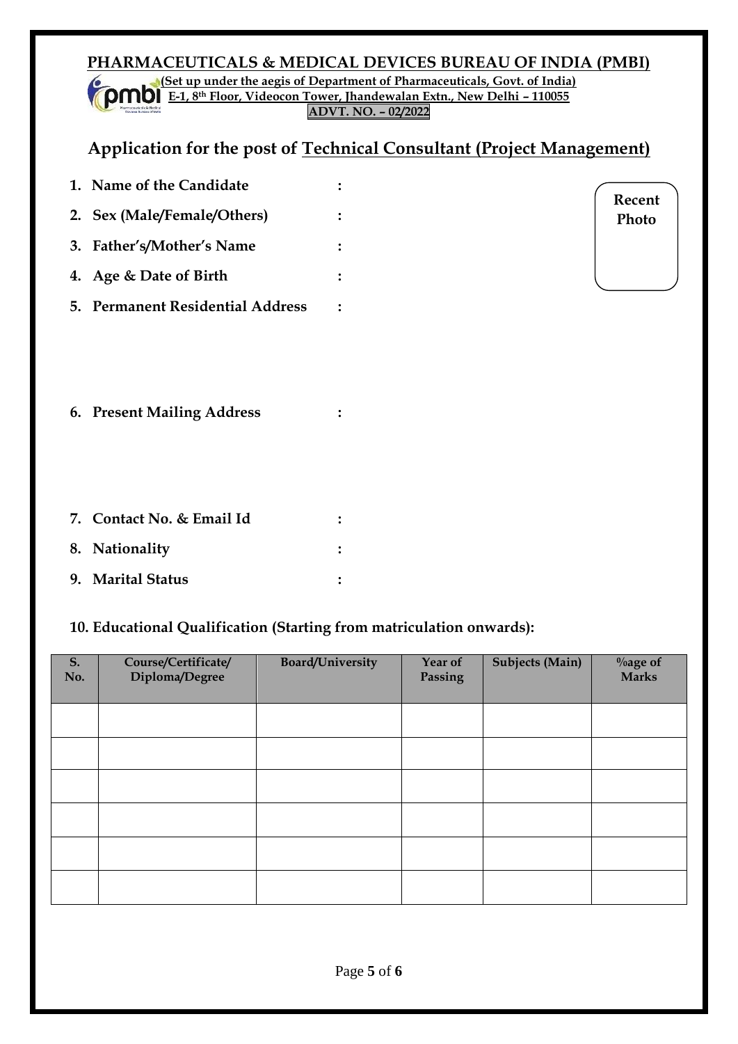**PHARMACEUTICALS & MEDICAL DEVICES BUREAU OF INDIA (PMBI)**

**(Set up under the aegis of Department of Pharmaceuticals, Govt. of India)**

**E-1, 8th Floor, Videocon Tower, Jhandewalan Extn., New Delhi – 110055**

**ADVT. NO. – 02/2022**

## Application for the post of Technical Consultant (Project Management)

**Recent Photo**

1. **Name of the Candidate** :
2. **Sex (Male/Female/Others)** :
3. **Father's/Mother's Name** :
4. **Age & Date of Birth** :
5. **Permanent Residential Address** :
6. **Present Mailing Address** :
7. **Contact No. & Email Id** :
8. **Nationality** :
9. **Marital Status** :

**10. Educational Qualification (Starting from matriculation onwards):**

| S. No. | Course/Certificate/ Diploma/Degree | Board/University | Year of Passing | Subjects (Main) | %age of Marks |
|---|---|---|---|---|---|
| | | | | | |
| | | | | | |
| | | | | | |
| | | | | | |
| | | | | | |
| | | | | | |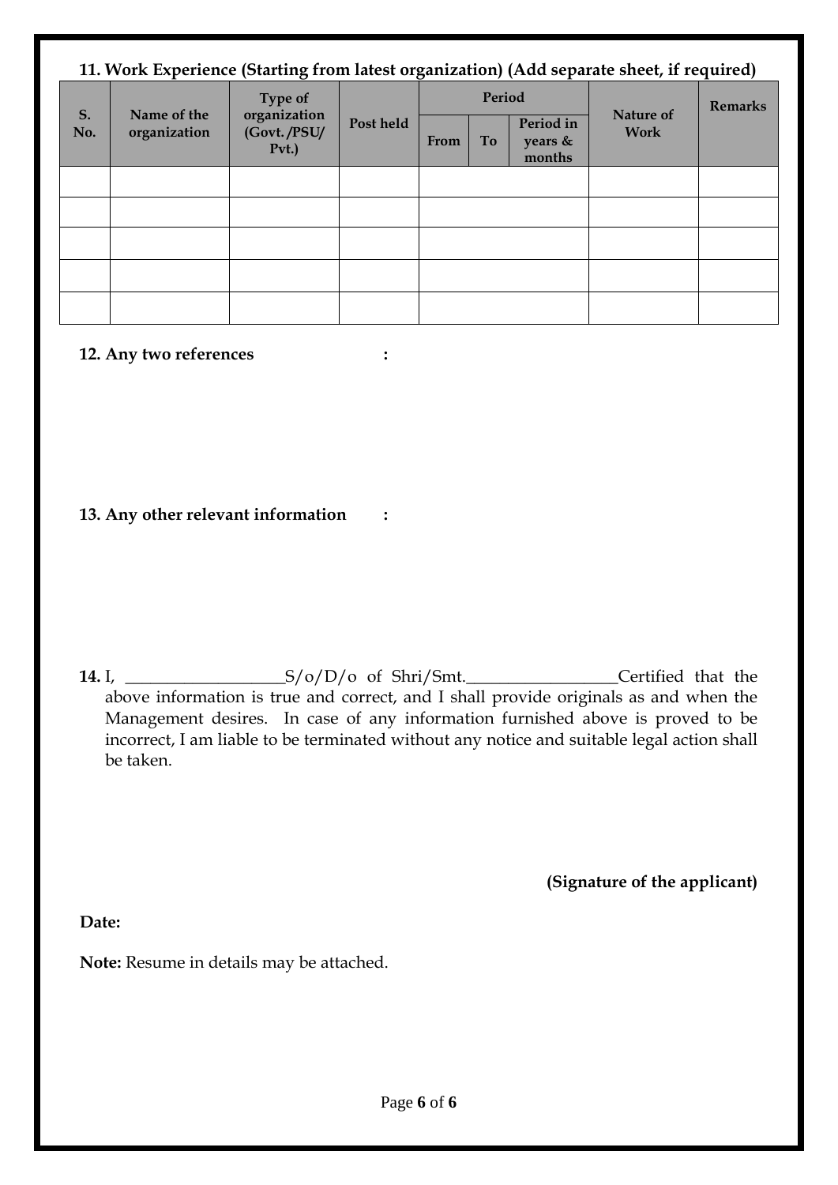**11. Work Experience (Starting from latest organization) (Add separate sheet, if required)**

| S. No. | Name of the organization | Type of organization (Govt. /PSU/ Pvt.) | Post held | Period | | | Nature of Work | Remarks |
|---|---|---|---|---|---|---|---|---|
| | | | | From | To | Period in years & months | | |
| | | | | | | | | |
| | | | | | | | | |
| | | | | | | | | |
| | | | | | | | | |
| | | | | | | | | |

**12. Any two references** :

**13. Any other relevant information** :

**14.** I, ___________________S/o/D/o of Shri/Smt.__________________Certified that the above information is true and correct, and I shall provide originals as and when the Management desires. In case of any information furnished above is proved to be incorrect, I am liable to be terminated without any notice and suitable legal action shall be taken.

**(Signature of the applicant)**

**Date:**

**Note:** Resume in details may be attached.